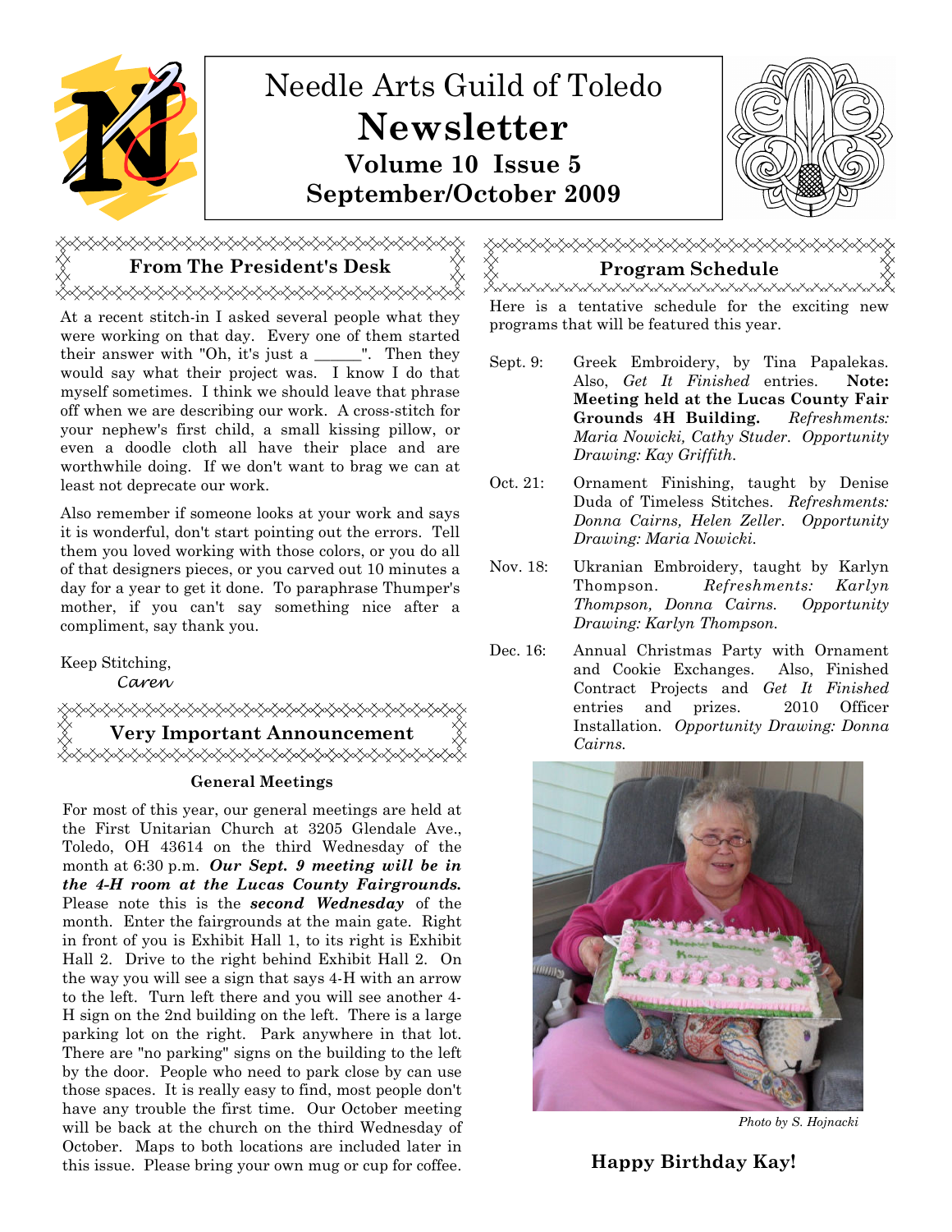# Needle Arts Guild of Toledo
# Newsletter
## Volume 10 Issue 5
## September/October 2009

## From The President's Desk

At a recent stitch-in I asked several people what they were working on that day. Every one of them started their answer with "Oh, it's just a ______". Then they would say what their project was. I know I do that myself sometimes. I think we should leave that phrase off when we are describing our work. A cross-stitch for your nephew's first child, a small kissing pillow, or even a doodle cloth all have their place and are worthwhile doing. If we don't want to brag we can at least not deprecate our work.

Also remember if someone looks at your work and says it is wonderful, don't start pointing out the errors. Tell them you loved working with those colors, or you do all of that designers pieces, or you carved out 10 minutes a day for a year to get it done. To paraphrase Thumper's mother, if you can't say something nice after a compliment, say thank you.

Keep Stitching,
Caren

## Very Important Announcement

### General Meetings

For most of this year, our general meetings are held at the First Unitarian Church at 3205 Glendale Ave., Toledo, OH 43614 on the third Wednesday of the month at 6:30 p.m. ***Our Sept. 9 meeting will be in the 4-H room at the Lucas County Fairgrounds.*** Please note this is the ***second Wednesday*** of the month. Enter the fairgrounds at the main gate. Right in front of you is Exhibit Hall 1, to its right is Exhibit Hall 2. Drive to the right behind Exhibit Hall 2. On the way you will see a sign that says 4-H with an arrow to the left. Turn left there and you will see another 4-H sign on the 2nd building on the left. There is a large parking lot on the right. Park anywhere in that lot. There are "no parking" signs on the building to the left by the door. People who need to park close by can use those spaces. It is really easy to find, most people don't have any trouble the first time. Our October meeting will be back at the church on the third Wednesday of October. Maps to both locations are included later in this issue. Please bring your own mug or cup for coffee.

## Program Schedule

Here is a tentative schedule for the exciting new programs that will be featured this year.

Sept. 9: Greek Embroidery, by Tina Papalekas. Also, *Get It Finished* entries. **Note: Meeting held at the Lucas County Fair Grounds 4H Building.** *Refreshments: Maria Nowicki, Cathy Studer. Opportunity Drawing: Kay Griffith.*

Oct. 21: Ornament Finishing, taught by Denise Duda of Timeless Stitches. *Refreshments: Donna Cairns, Helen Zeller. Opportunity Drawing: Maria Nowicki.*

Nov. 18: Ukranian Embroidery, taught by Karlyn Thompson. *Refreshments: Karlyn Thompson, Donna Cairns. Opportunity Drawing: Karlyn Thompson.*

Dec. 16: Annual Christmas Party with Ornament and Cookie Exchanges. Also, Finished Contract Projects and *Get It Finished* entries and prizes. 2010 Officer Installation. *Opportunity Drawing: Donna Cairns.*

*Photo by S. Hojnacki*

**Happy Birthday Kay!**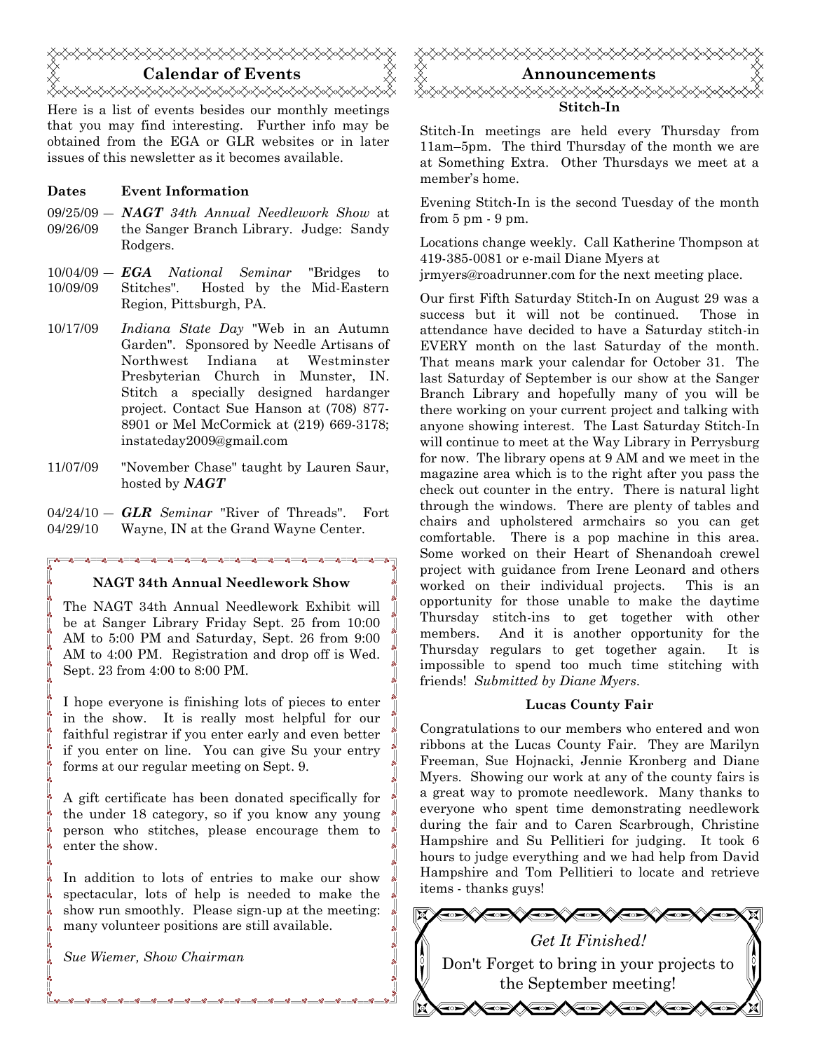## Calendar of Events

Here is a list of events besides our monthly meetings that you may find interesting. Further info may be obtained from the EGA or GLR websites or in later issues of this newsletter as it becomes available.

| Dates | Event Information |
|---|---|
| 09/25/09 — 09/26/09 | ***NAGT** 34th Annual Needlework Show* at the Sanger Branch Library. Judge: Sandy Rodgers. |
| 10/04/09 — 10/09/09 | ***EGA** National Seminar* "Bridges to Stitches". Hosted by the Mid-Eastern Region, Pittsburgh, PA. |
| 10/17/09 | *Indiana State Day* "Web in an Autumn Garden". Sponsored by Needle Artisans of Northwest Indiana at Westminster Presbyterian Church in Munster, IN. Stitch a specially designed hardanger project. Contact Sue Hanson at (708) 877-8901 or Mel McCormick at (219) 669-3178; instateday2009@gmail.com |
| 11/07/09 | "November Chase" taught by Lauren Saur, hosted by ***NAGT*** |
| 04/24/10 — 04/29/10 | ***GLR** Seminar* "River of Threads". Fort Wayne, IN at the Grand Wayne Center. |

### NAGT 34th Annual Needlework Show

The NAGT 34th Annual Needlework Exhibit will be at Sanger Library Friday Sept. 25 from 10:00 AM to 5:00 PM and Saturday, Sept. 26 from 9:00 AM to 4:00 PM. Registration and drop off is Wed. Sept. 23 from 4:00 to 8:00 PM.

I hope everyone is finishing lots of pieces to enter in the show. It is really most helpful for our faithful registrar if you enter early and even better if you enter on line. You can give Su your entry forms at our regular meeting on Sept. 9.

A gift certificate has been donated specifically for the under 18 category, so if you know any young person who stitches, please encourage them to enter the show.

In addition to lots of entries to make our show spectacular, lots of help is needed to make the show run smoothly. Please sign-up at the meeting: many volunteer positions are still available.

*Sue Wiemer, Show Chairman*

## Announcements

### Stitch-In

Stitch-In meetings are held every Thursday from 11am–5pm. The third Thursday of the month we are at Something Extra. Other Thursdays we meet at a member's home.

Evening Stitch-In is the second Tuesday of the month from 5 pm - 9 pm.

Locations change weekly. Call Katherine Thompson at 419-385-0081 or e-mail Diane Myers at jrmyers@roadrunner.com for the next meeting place.

Our first Fifth Saturday Stitch-In on August 29 was a success but it will not be continued. Those in attendance have decided to have a Saturday stitch-in EVERY month on the last Saturday of the month. That means mark your calendar for October 31. The last Saturday of September is our show at the Sanger Branch Library and hopefully many of you will be there working on your current project and talking with anyone showing interest. The Last Saturday Stitch-In will continue to meet at the Way Library in Perrysburg for now. The library opens at 9 AM and we meet in the magazine area which is to the right after you pass the check out counter in the entry. There is natural light through the windows. There are plenty of tables and chairs and upholstered armchairs so you can get comfortable. There is a pop machine in this area. Some worked on their Heart of Shenandoah crewel project with guidance from Irene Leonard and others worked on their individual projects. This is an opportunity for those unable to make the daytime Thursday stitch-ins to get together with other members. And it is another opportunity for the Thursday regulars to get together again. It is impossible to spend too much time stitching with friends! *Submitted by Diane Myers.*

### Lucas County Fair

Congratulations to our members who entered and won ribbons at the Lucas County Fair. They are Marilyn Freeman, Sue Hojnacki, Jennie Kronberg and Diane Myers. Showing our work at any of the county fairs is a great way to promote needlework. Many thanks to everyone who spent time demonstrating needlework during the fair and to Caren Scarbrough, Christine Hampshire and Su Pellitieri for judging. It took 6 hours to judge everything and we had help from David Hampshire and Tom Pellitieri to locate and retrieve items - thanks guys!

*Get It Finished!*

Don't Forget to bring in your projects to the September meeting!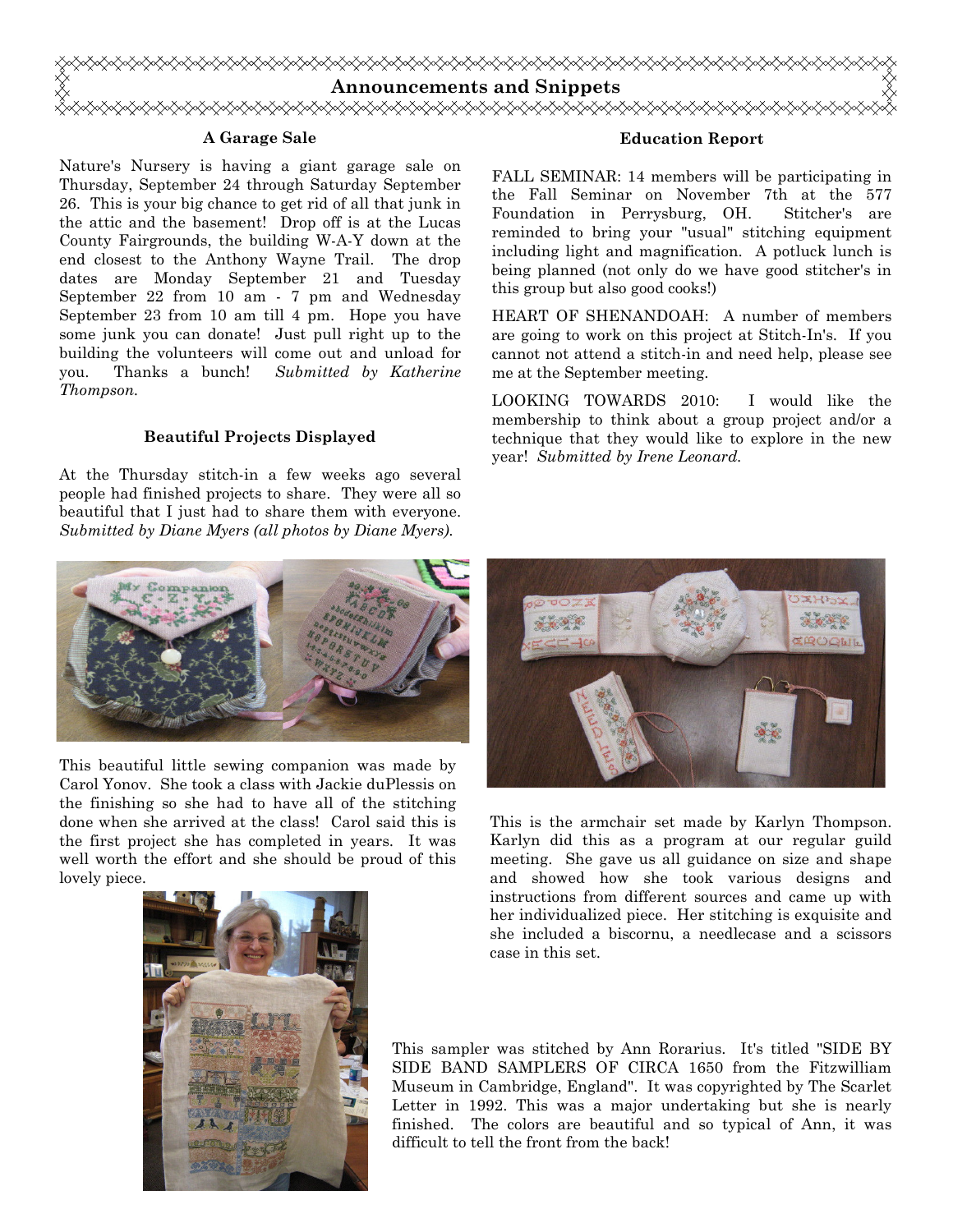## Announcements and Snippets

### A Garage Sale

Nature's Nursery is having a giant garage sale on Thursday, September 24 through Saturday September 26. This is your big chance to get rid of all that junk in the attic and the basement! Drop off is at the Lucas County Fairgrounds, the building W-A-Y down at the end closest to the Anthony Wayne Trail. The drop dates are Monday September 21 and Tuesday September 22 from 10 am - 7 pm and Wednesday September 23 from 10 am till 4 pm. Hope you have some junk you can donate! Just pull right up to the building the volunteers will come out and unload for you. Thanks a bunch! *Submitted by Katherine Thompson.*

### Beautiful Projects Displayed

At the Thursday stitch-in a few weeks ago several people had finished projects to share. They were all so beautiful that I just had to share them with everyone. *Submitted by Diane Myers (all photos by Diane Myers).*

This beautiful little sewing companion was made by Carol Yonov. She took a class with Jackie duPlessis on the finishing so she had to have all of the stitching done when she arrived at the class! Carol said this is the first project she has completed in years. It was well worth the effort and she should be proud of this lovely piece.

This is the armchair set made by Karlyn Thompson. Karlyn did this as a program at our regular guild meeting. She gave us all guidance on size and shape and showed how she took various designs and instructions from different sources and came up with her individualized piece. Her stitching is exquisite and she included a biscornu, a needlecase and a scissors case in this set.

This sampler was stitched by Ann Rorarius. It's titled "SIDE BY SIDE BAND SAMPLERS OF CIRCA 1650 from the Fitzwilliam Museum in Cambridge, England". It was copyrighted by The Scarlet Letter in 1992. This was a major undertaking but she is nearly finished. The colors are beautiful and so typical of Ann, it was difficult to tell the front from the back!

### Education Report

FALL SEMINAR: 14 members will be participating in the Fall Seminar on November 7th at the 577 Foundation in Perrysburg, OH. Stitcher's are reminded to bring your "usual" stitching equipment including light and magnification. A potluck lunch is being planned (not only do we have good stitcher's in this group but also good cooks!)

HEART OF SHENANDOAH: A number of members are going to work on this project at Stitch-In's. If you cannot not attend a stitch-in and need help, please see me at the September meeting.

LOOKING TOWARDS 2010: I would like the membership to think about a group project and/or a technique that they would like to explore in the new year! *Submitted by Irene Leonard.*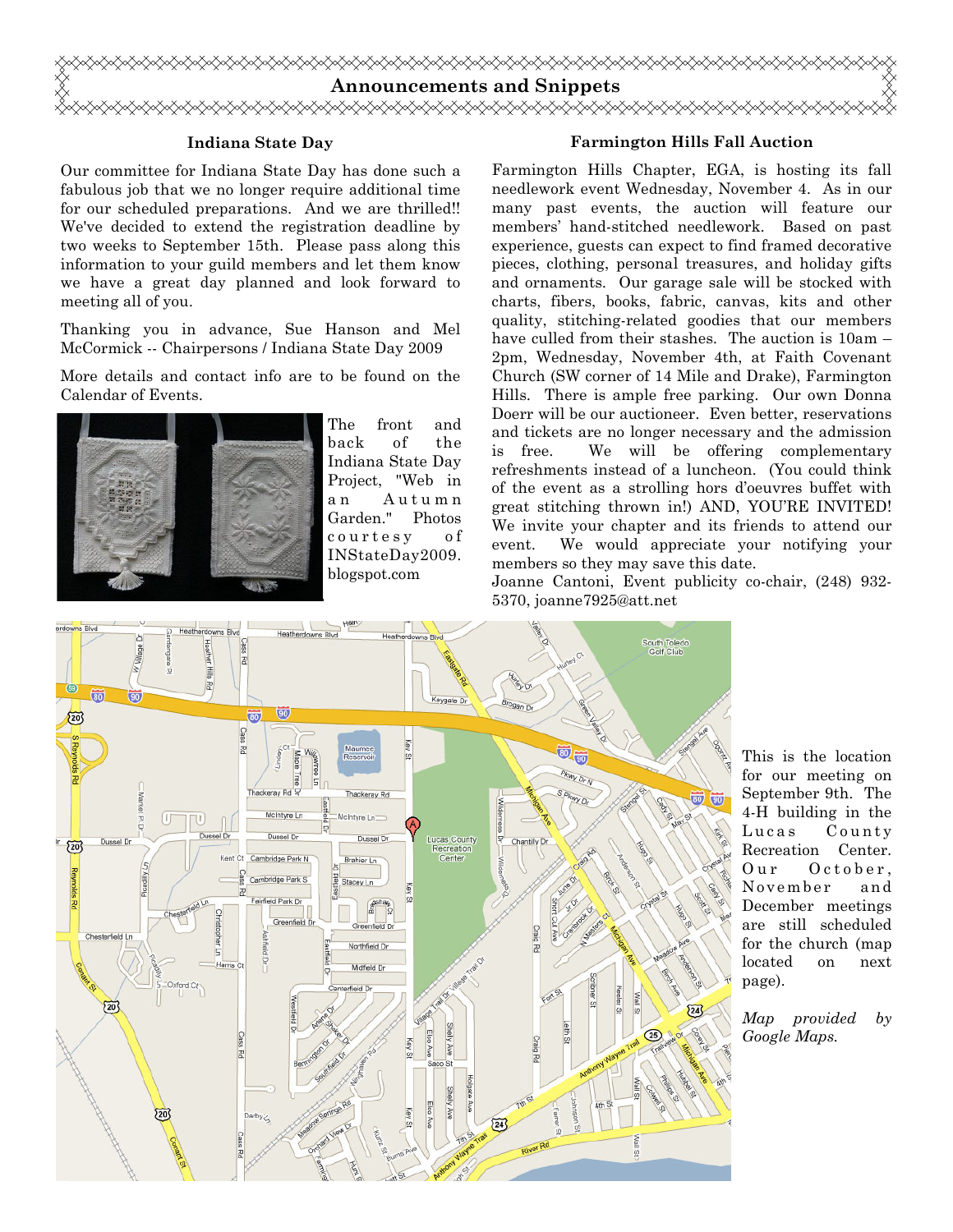# Announcements and Snippets

### Indiana State Day

Our committee for Indiana State Day has done such a fabulous job that we no longer require additional time for our scheduled preparations. And we are thrilled!! We've decided to extend the registration deadline by two weeks to September 15th. Please pass along this information to your guild members and let them know we have a great day planned and look forward to meeting all of you.

Thanking you in advance, Sue Hanson and Mel McCormick -- Chairpersons / Indiana State Day 2009

More details and contact info are to be found on the Calendar of Events.

The front and back of the Indiana State Day Project, "Web in an Autumn Garden." Photos courtesy of INStateDay2009.blogspot.com

### Farmington Hills Fall Auction

Farmington Hills Chapter, EGA, is hosting its fall needlework event Wednesday, November 4. As in our many past events, the auction will feature our members' hand-stitched needlework. Based on past experience, guests can expect to find framed decorative pieces, clothing, personal treasures, and holiday gifts and ornaments. Our garage sale will be stocked with charts, fibers, books, fabric, canvas, kits and other quality, stitching-related goodies that our members have culled from their stashes. The auction is 10am – 2pm, Wednesday, November 4th, at Faith Covenant Church (SW corner of 14 Mile and Drake), Farmington Hills. There is ample free parking. Our own Donna Doerr will be our auctioneer. Even better, reservations and tickets are no longer necessary and the admission is free. We will be offering complementary refreshments instead of a luncheon. (You could think of the event as a strolling hors d'oeuvres buffet with great stitching thrown in!) AND, YOU'RE INVITED! We invite your chapter and its friends to attend our event. We would appreciate your notifying your members so they may save this date.

Joanne Cantoni, Event publicity co-chair, (248) 932-5370, joanne7925@att.net

This is the location for our meeting on September 9th. The 4-H building in the Lucas County Recreation Center. Our October, November and December meetings are still scheduled for the church (map located on next page).

*Map provided by Google Maps.*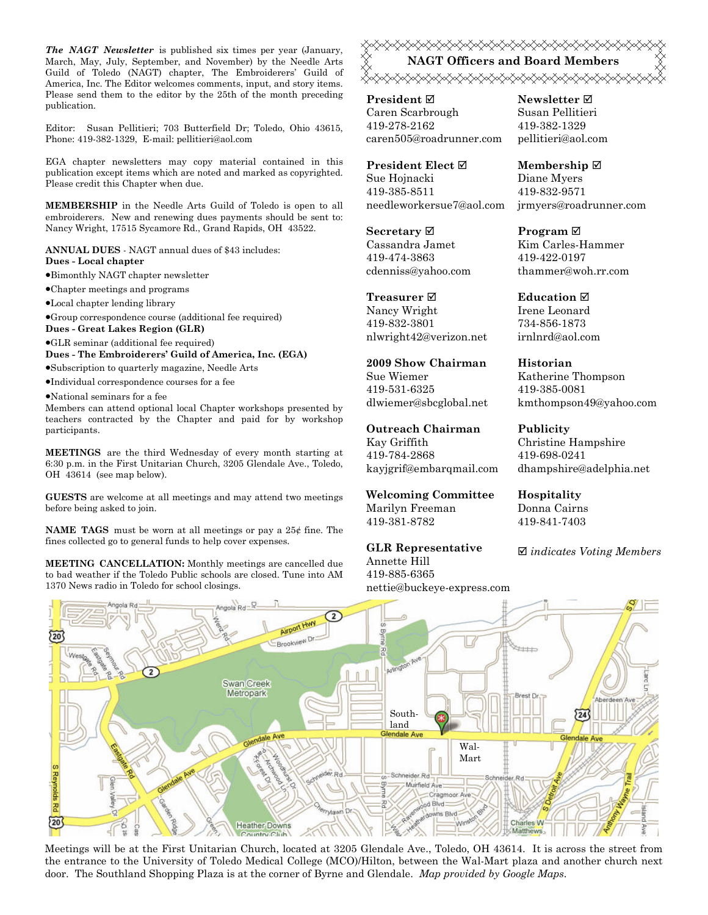***The NAGT Newsletter*** is published six times per year (January, March, May, July, September, and November) by the Needle Arts Guild of Toledo (NAGT) chapter, The Embroiderers' Guild of America, Inc. The Editor welcomes comments, input, and story items. Please send them to the editor by the 25th of the month preceding publication.

Editor: Susan Pellitieri; 703 Butterfield Dr; Toledo, Ohio 43615, Phone: 419-382-1329, E-mail: pellitieri@aol.com

EGA chapter newsletters may copy material contained in this publication except items which are noted and marked as copyrighted. Please credit this Chapter when due.

**MEMBERSHIP** in the Needle Arts Guild of Toledo is open to all embroiderers. New and renewing dues payments should be sent to: Nancy Wright, 17515 Sycamore Rd., Grand Rapids, OH 43522.

**ANNUAL DUES** - NAGT annual dues of $43 includes:

**Dues - Local chapter**

- Bimonthly NAGT chapter newsletter
- Chapter meetings and programs
- Local chapter lending library
- Group correspondence course (additional fee required)

**Dues - Great Lakes Region (GLR)**

- GLR seminar (additional fee required)

**Dues - The Embroiderers' Guild of America, Inc. (EGA)**

- Subscription to quarterly magazine, Needle Arts
- Individual correspondence courses for a fee
- National seminars for a fee

Members can attend optional local Chapter workshops presented by teachers contracted by the Chapter and paid for by workshop participants.

**MEETINGS** are the third Wednesday of every month starting at 6:30 p.m. in the First Unitarian Church, 3205 Glendale Ave., Toledo, OH 43614 (see map below).

**GUESTS** are welcome at all meetings and may attend two meetings before being asked to join.

**NAME TAGS** must be worn at all meetings or pay a 25¢ fine. The fines collected go to general funds to help cover expenses.

**MEETING CANCELLATION:** Monthly meetings are cancelled due to bad weather if the Toledo Public schools are closed. Tune into AM 1370 News radio in Toledo for school closings.

## NAGT Officers and Board Members

**President ☑**
Caren Scarbrough
419-278-2162
caren505@roadrunner.com

**President Elect ☑**
Sue Hojnacki
419-385-8511
needleworkersue7@aol.com

**Secretary ☑**
Cassandra Jamet
419-474-3863
cdenniss@yahoo.com

**Treasurer ☑**
Nancy Wright
419-832-3801
nlwright42@verizon.net

**2009 Show Chairman**
Sue Wiemer
419-531-6325
dlwiemer@sbcglobal.net

**Outreach Chairman**
Kay Griffith
419-784-2868
kayjgrif@embarqmail.com

**Welcoming Committee**
Marilyn Freeman
419-381-8782

**GLR Representative**
Annette Hill
419-885-6365
nettie@buckeye-express.com

**Newsletter ☑**
Susan Pellitieri
419-382-1329
pellitieri@aol.com

**Membership ☑**
Diane Myers
419-832-9571
jrmyers@roadrunner.com

**Program ☑**
Kim Carles-Hammer
419-422-0197
thammer@woh.rr.com

**Education ☑**
Irene Leonard
734-856-1873
irnlnrd@aol.com

**Historian**
Katherine Thompson
419-385-0081
kmthompson49@yahoo.com

**Publicity**
Christine Hampshire
419-698-0241
dhampshire@adelphia.net

**Hospitality**
Donna Cairns
419-841-7403

☑ *indicates Voting Members*

Meetings will be at the First Unitarian Church, located at 3205 Glendale Ave., Toledo, OH 43614. It is across the street from the entrance to the University of Toledo Medical College (MCO)/Hilton, between the Wal-Mart plaza and another church next door. The Southland Shopping Plaza is at the corner of Byrne and Glendale. *Map provided by Google Maps.*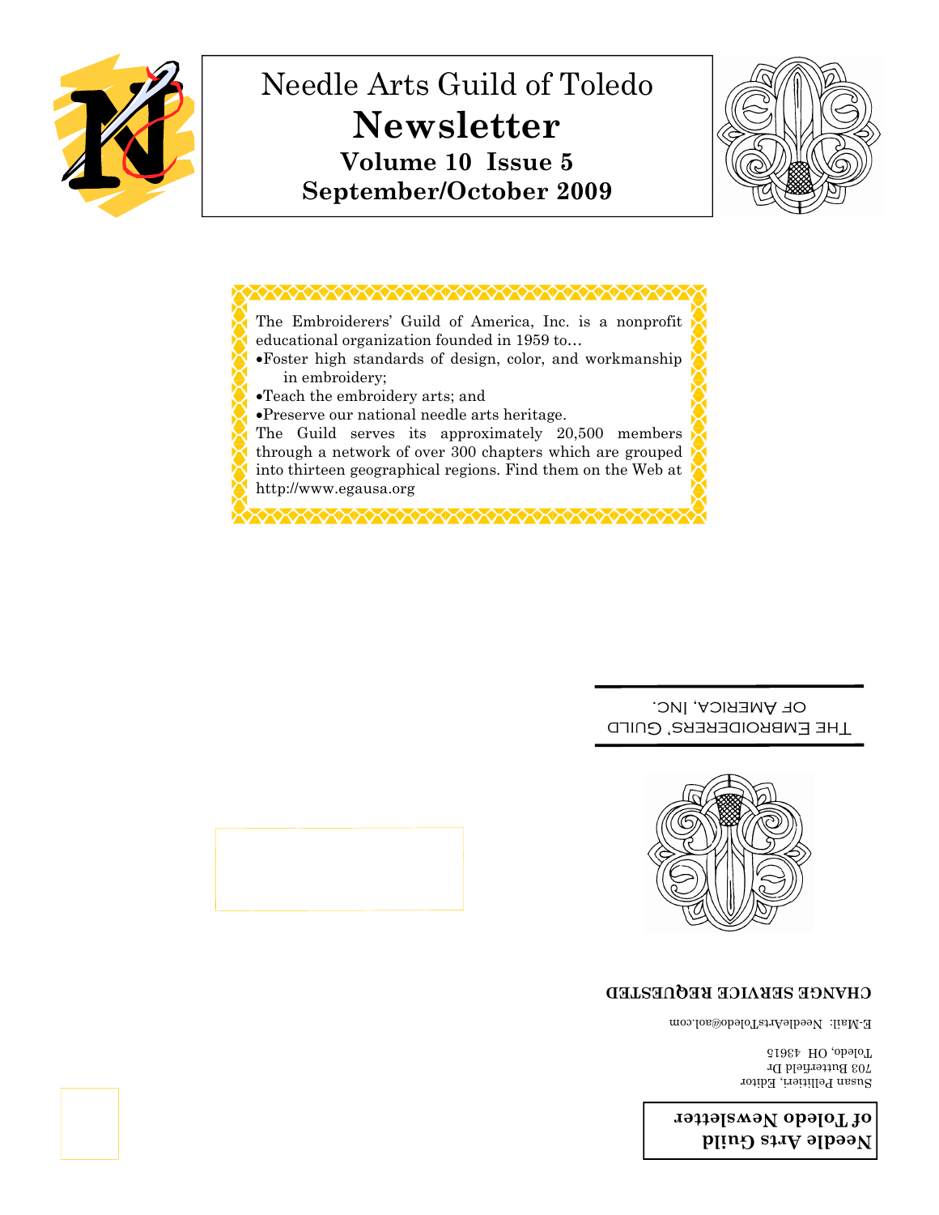# Needle Arts Guild of Toledo

# Newsletter

## Volume 10 Issue 5

## September/October 2009

The Embroiderers' Guild of America, Inc. is a nonprofit educational organization founded in 1959 to…

- Foster high standards of design, color, and workmanship in embroidery;
- Teach the embroidery arts; and
- Preserve our national needle arts heritage.

The Guild serves its approximately 20,500 members through a network of over 300 chapters which are grouped into thirteen geographical regions. Find them on the Web at http://www.egausa.org

THE EMBROIDERERS' GUILD
OF AMERICA, INC.

**CHANGE SERVICE REQUESTED**

E-Mail: NeedleArtsToledo@aol.com

Toledo, OH 43615
703 Butterfield Dr
Susan Pellitieri, Editor

**Needle Arts Guild of Toledo Newsletter**